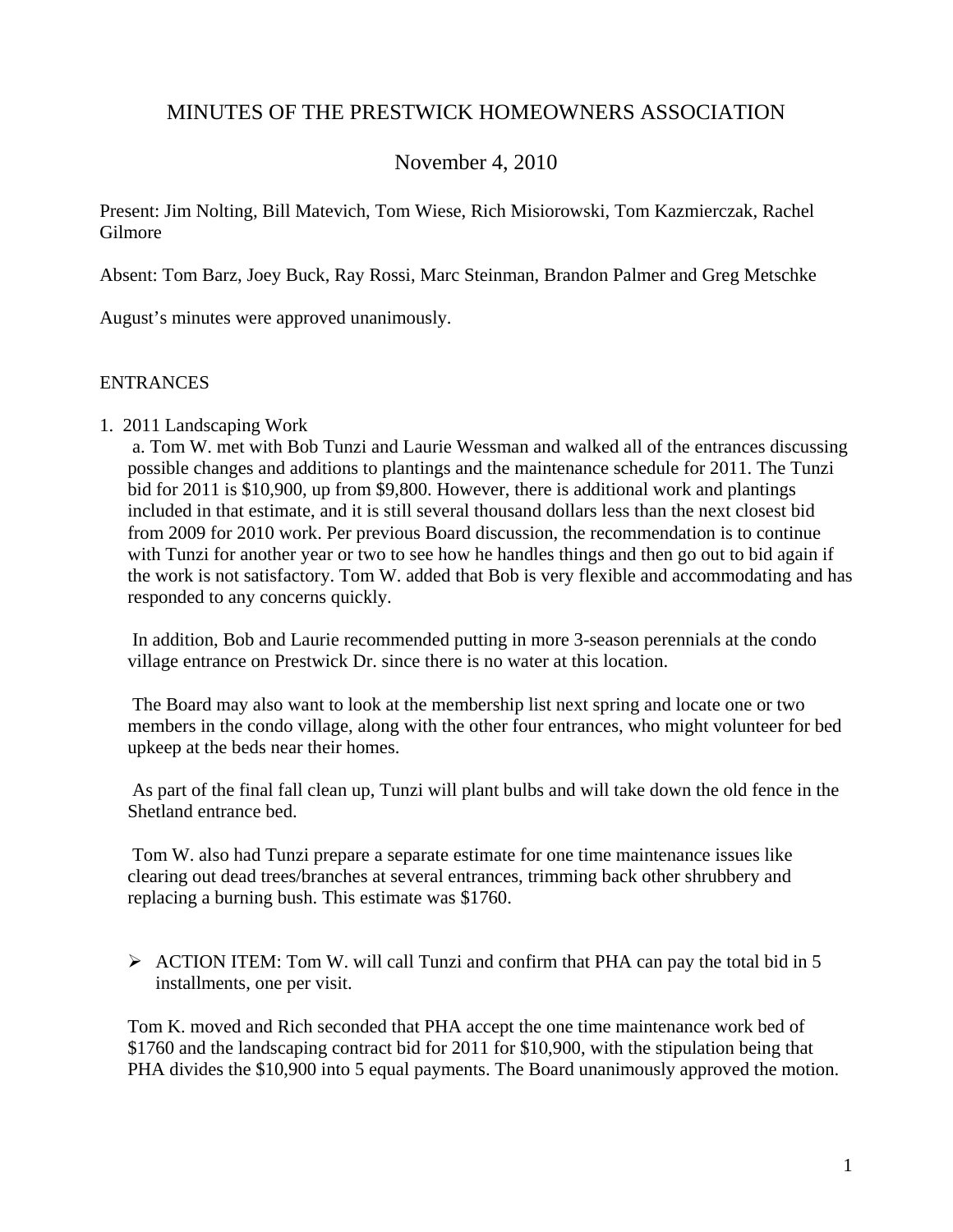# MINUTES OF THE PRESTWICK HOMEOWNERS ASSOCIATION

## November 4, 2010

Present: Jim Nolting, Bill Matevich, Tom Wiese, Rich Misiorowski, Tom Kazmierczak, Rachel Gilmore

Absent: Tom Barz, Joey Buck, Ray Rossi, Marc Steinman, Brandon Palmer and Greg Metschke

August's minutes were approved unanimously.

### ENTRANCES

1. 2011 Landscaping Work

   a. Tom W. met with Bob Tunzi and Laurie Wessman and walked all of the entrances discussing possible changes and additions to plantings and the maintenance schedule for 2011. The Tunzi bid for 2011 is $10,900, up from $9,800. However, there is additional work and plantings included in that estimate, and it is still several thousand dollars less than the next closest bid from 2009 for 2010 work. Per previous Board discussion, the recommendation is to continue with Tunzi for another year or two to see how he handles things and then go out to bid again if the work is not satisfactory. Tom W. added that Bob is very flexible and accommodating and has responded to any concerns quickly.

   In addition, Bob and Laurie recommended putting in more 3-season perennials at the condo village entrance on Prestwick Dr. since there is no water at this location.

   The Board may also want to look at the membership list next spring and locate one or two members in the condo village, along with the other four entrances, who might volunteer for bed upkeep at the beds near their homes.

   As part of the final fall clean up, Tunzi will plant bulbs and will take down the old fence in the Shetland entrance bed.

   Tom W. also had Tunzi prepare a separate estimate for one time maintenance issues like clearing out dead trees/branches at several entrances, trimming back other shrubbery and replacing a burning bush. This estimate was $1760.

   - ACTION ITEM: Tom W. will call Tunzi and confirm that PHA can pay the total bid in 5 installments, one per visit.

   Tom K. moved and Rich seconded that PHA accept the one time maintenance work bed of $1760 and the landscaping contract bid for 2011 for $10,900, with the stipulation being that PHA divides the $10,900 into 5 equal payments. The Board unanimously approved the motion.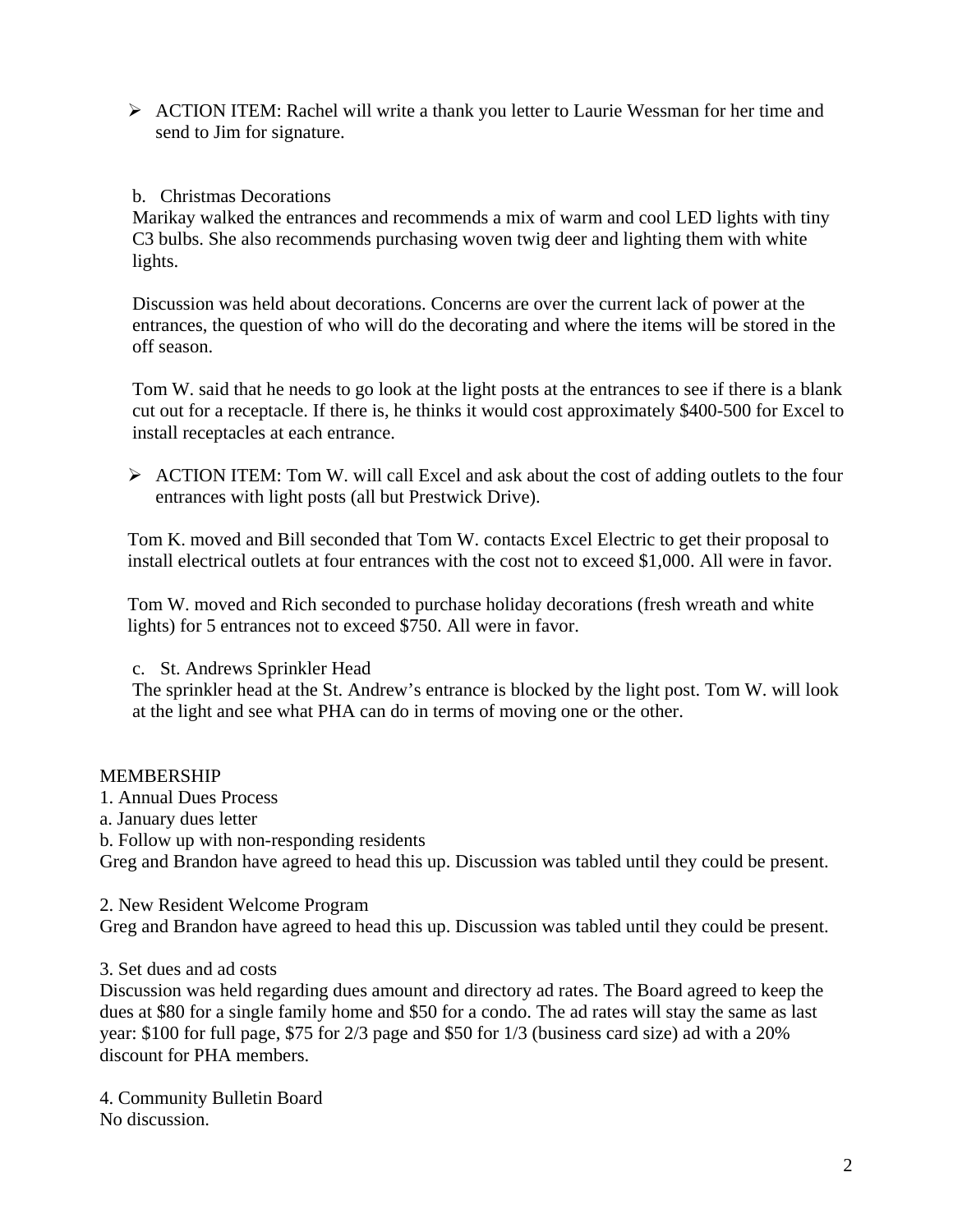- ACTION ITEM: Rachel will write a thank you letter to Laurie Wessman for her time and send to Jim for signature.

b. Christmas Decorations

Marikay walked the entrances and recommends a mix of warm and cool LED lights with tiny C3 bulbs. She also recommends purchasing woven twig deer and lighting them with white lights.

Discussion was held about decorations. Concerns are over the current lack of power at the entrances, the question of who will do the decorating and where the items will be stored in the off season.

Tom W. said that he needs to go look at the light posts at the entrances to see if there is a blank cut out for a receptacle. If there is, he thinks it would cost approximately $400-500 for Excel to install receptacles at each entrance.

- ACTION ITEM: Tom W. will call Excel and ask about the cost of adding outlets to the four entrances with light posts (all but Prestwick Drive).

Tom K. moved and Bill seconded that Tom W. contacts Excel Electric to get their proposal to install electrical outlets at four entrances with the cost not to exceed $1,000. All were in favor.

Tom W. moved and Rich seconded to purchase holiday decorations (fresh wreath and white lights) for 5 entrances not to exceed $750. All were in favor.

c. St. Andrews Sprinkler Head

The sprinkler head at the St. Andrew's entrance is blocked by the light post. Tom W. will look at the light and see what PHA can do in terms of moving one or the other.

MEMBERSHIP

1. Annual Dues Process

a. January dues letter

b. Follow up with non-responding residents

Greg and Brandon have agreed to head this up. Discussion was tabled until they could be present.

2. New Resident Welcome Program

Greg and Brandon have agreed to head this up. Discussion was tabled until they could be present.

3. Set dues and ad costs

Discussion was held regarding dues amount and directory ad rates. The Board agreed to keep the dues at $80 for a single family home and $50 for a condo. The ad rates will stay the same as last year: $100 for full page, $75 for 2/3 page and $50 for 1/3 (business card size) ad with a 20% discount for PHA members.

4. Community Bulletin Board

No discussion.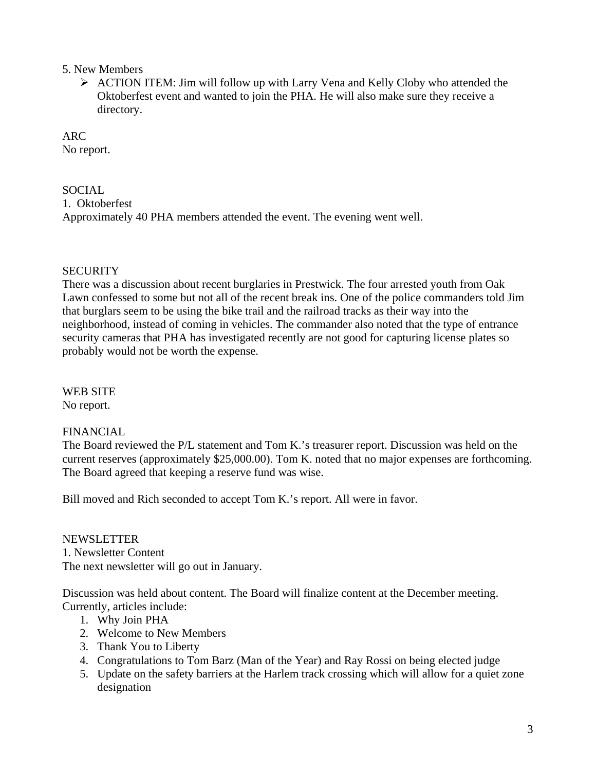5. New Members

- ACTION ITEM: Jim will follow up with Larry Vena and Kelly Cloby who attended the Oktoberfest event and wanted to join the PHA. He will also make sure they receive a directory.

ARC
No report.

SOCIAL
1. Oktoberfest
Approximately 40 PHA members attended the event. The evening went well.

SECURITY
There was a discussion about recent burglaries in Prestwick. The four arrested youth from Oak Lawn confessed to some but not all of the recent break ins. One of the police commanders told Jim that burglars seem to be using the bike trail and the railroad tracks as their way into the neighborhood, instead of coming in vehicles. The commander also noted that the type of entrance security cameras that PHA has investigated recently are not good for capturing license plates so probably would not be worth the expense.

WEB SITE
No report.

FINANCIAL
The Board reviewed the P/L statement and Tom K.'s treasurer report. Discussion was held on the current reserves (approximately $25,000.00). Tom K. noted that no major expenses are forthcoming. The Board agreed that keeping a reserve fund was wise.

Bill moved and Rich seconded to accept Tom K.'s report. All were in favor.

NEWSLETTER
1. Newsletter Content
The next newsletter will go out in January.

Discussion was held about content. The Board will finalize content at the December meeting. Currently, articles include:

1. Why Join PHA
2. Welcome to New Members
3. Thank You to Liberty
4. Congratulations to Tom Barz (Man of the Year) and Ray Rossi on being elected judge
5. Update on the safety barriers at the Harlem track crossing which will allow for a quiet zone designation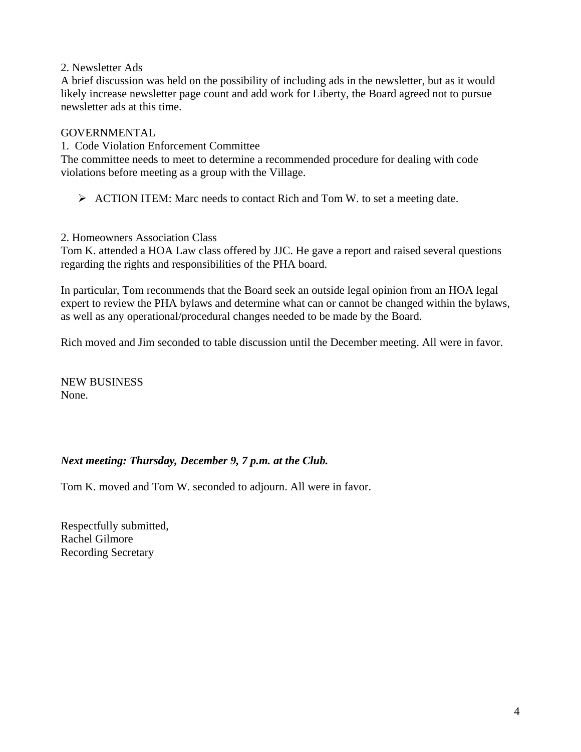2. Newsletter Ads

A brief discussion was held on the possibility of including ads in the newsletter, but as it would likely increase newsletter page count and add work for Liberty, the Board agreed not to pursue newsletter ads at this time.

GOVERNMENTAL

1. Code Violation Enforcement Committee

The committee needs to meet to determine a recommended procedure for dealing with code violations before meeting as a group with the Village.

- ACTION ITEM: Marc needs to contact Rich and Tom W. to set a meeting date.

2. Homeowners Association Class

Tom K. attended a HOA Law class offered by JJC. He gave a report and raised several questions regarding the rights and responsibilities of the PHA board.

In particular, Tom recommends that the Board seek an outside legal opinion from an HOA legal expert to review the PHA bylaws and determine what can or cannot be changed within the bylaws, as well as any operational/procedural changes needed to be made by the Board.

Rich moved and Jim seconded to table discussion until the December meeting. All were in favor.

NEW BUSINESS

None.

***Next meeting: Thursday, December 9, 7 p.m. at the Club.***

Tom K. moved and Tom W. seconded to adjourn. All were in favor.

Respectfully submitted,
Rachel Gilmore
Recording Secretary